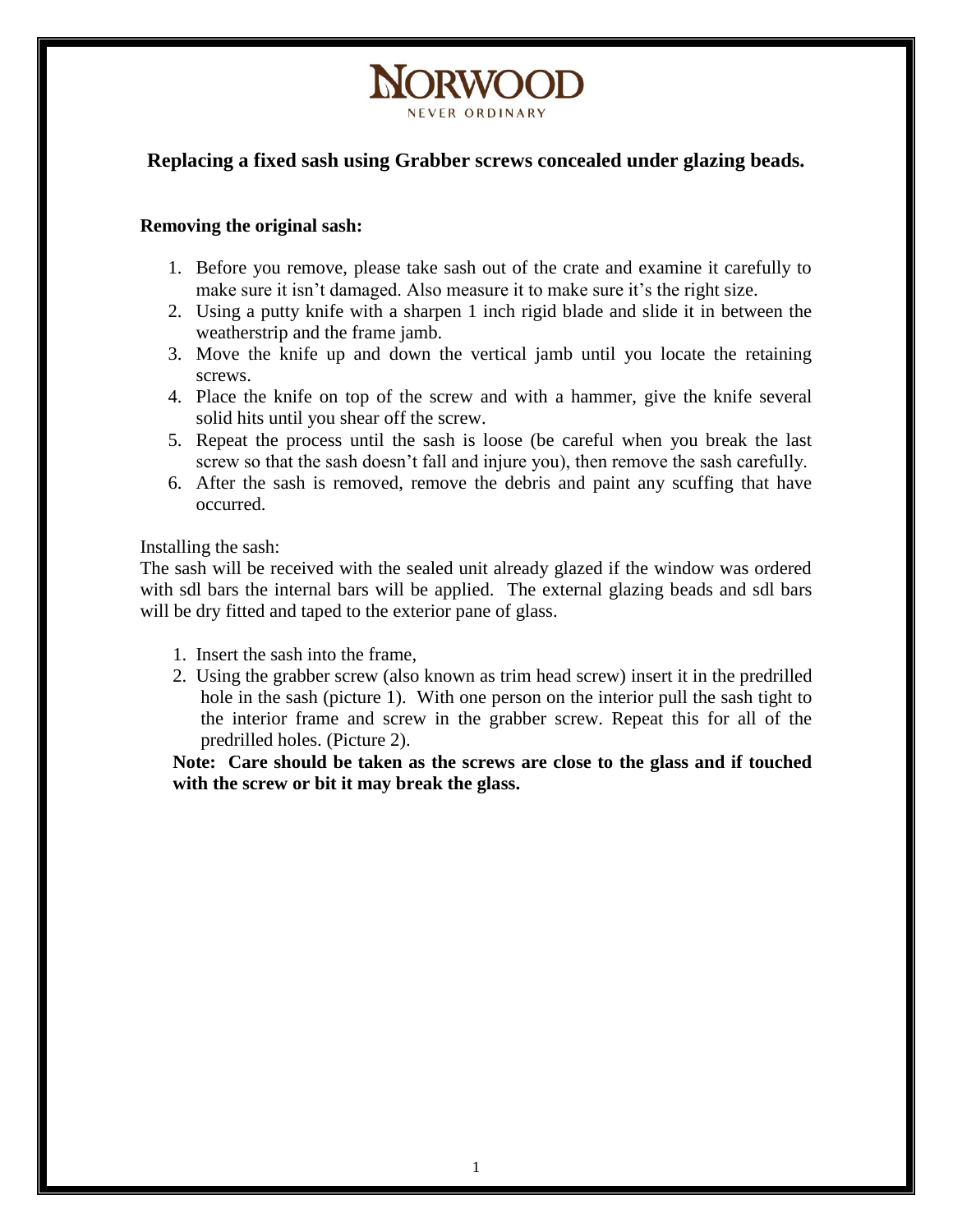NORWOOD

NEVER ORDINARY

## Replacing a fixed sash using Grabber screws concealed under glazing beads.

**Removing the original sash:**

1. Before you remove, please take sash out of the crate and examine it carefully to make sure it isn't damaged. Also measure it to make sure it's the right size.
2. Using a putty knife with a sharpen 1 inch rigid blade and slide it in between the weatherstrip and the frame jamb.
3. Move the knife up and down the vertical jamb until you locate the retaining screws.
4. Place the knife on top of the screw and with a hammer, give the knife several solid hits until you shear off the screw.
5. Repeat the process until the sash is loose (be careful when you break the last screw so that the sash doesn't fall and injure you), then remove the sash carefully.
6. After the sash is removed, remove the debris and paint any scuffing that have occurred.

Installing the sash:

The sash will be received with the sealed unit already glazed if the window was ordered with sdl bars the internal bars will be applied. The external glazing beads and sdl bars will be dry fitted and taped to the exterior pane of glass.

1. Insert the sash into the frame,
2. Using the grabber screw (also known as trim head screw) insert it in the predrilled hole in the sash (picture 1). With one person on the interior pull the sash tight to the interior frame and screw in the grabber screw. Repeat this for all of the predrilled holes. (Picture 2).

**Note: Care should be taken as the screws are close to the glass and if touched with the screw or bit it may break the glass.**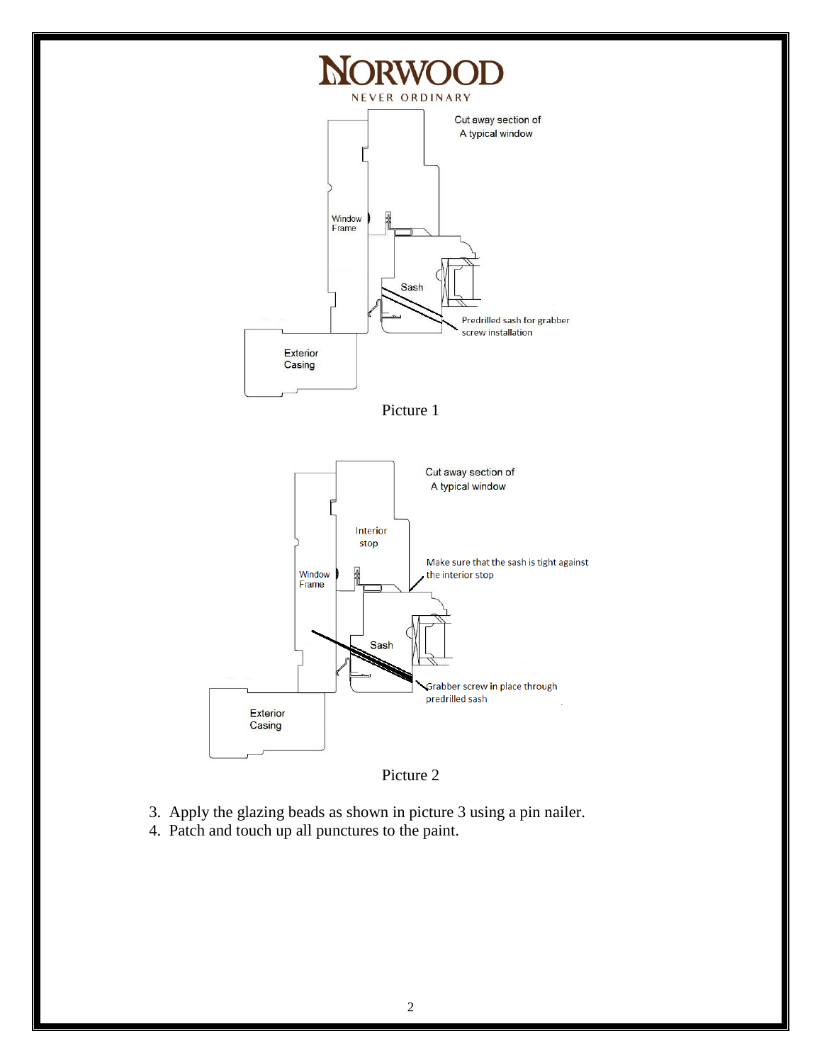Picture 1

Picture 2

3. Apply the glazing beads as shown in picture 3 using a pin nailer.
4. Patch and touch up all punctures to the paint.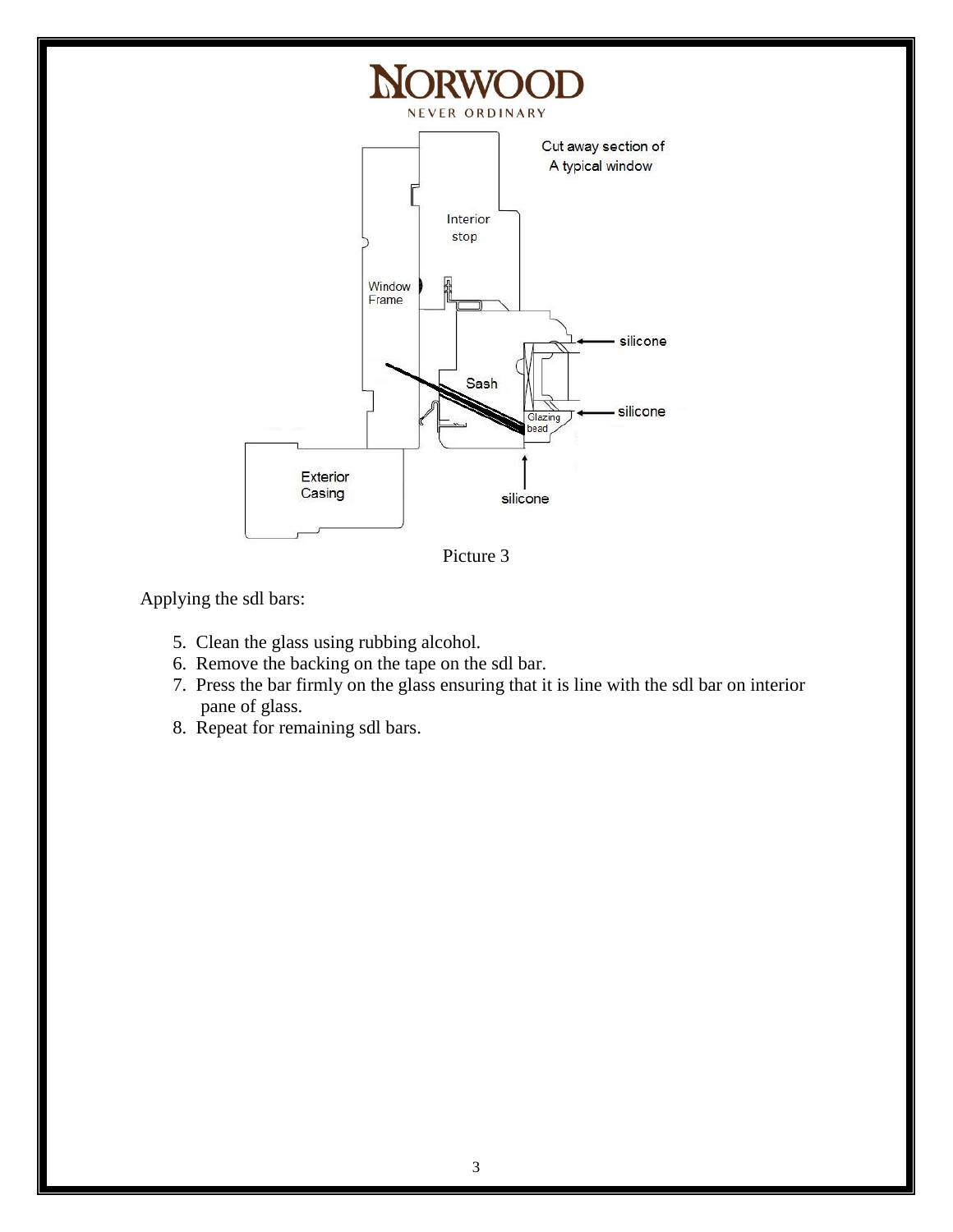NORWOOD

NEVER ORDINARY

Cut away section of
A typical window

Interior
stop

Window
Frame

Sash

Glazing
bead

silicone

silicone

silicone

Exterior
Casing

Picture 3

Applying the sdl bars:

5. Clean the glass using rubbing alcohol.
6. Remove the backing on the tape on the sdl bar.
7. Press the bar firmly on the glass ensuring that it is line with the sdl bar on interior pane of glass.
8. Repeat for remaining sdl bars.